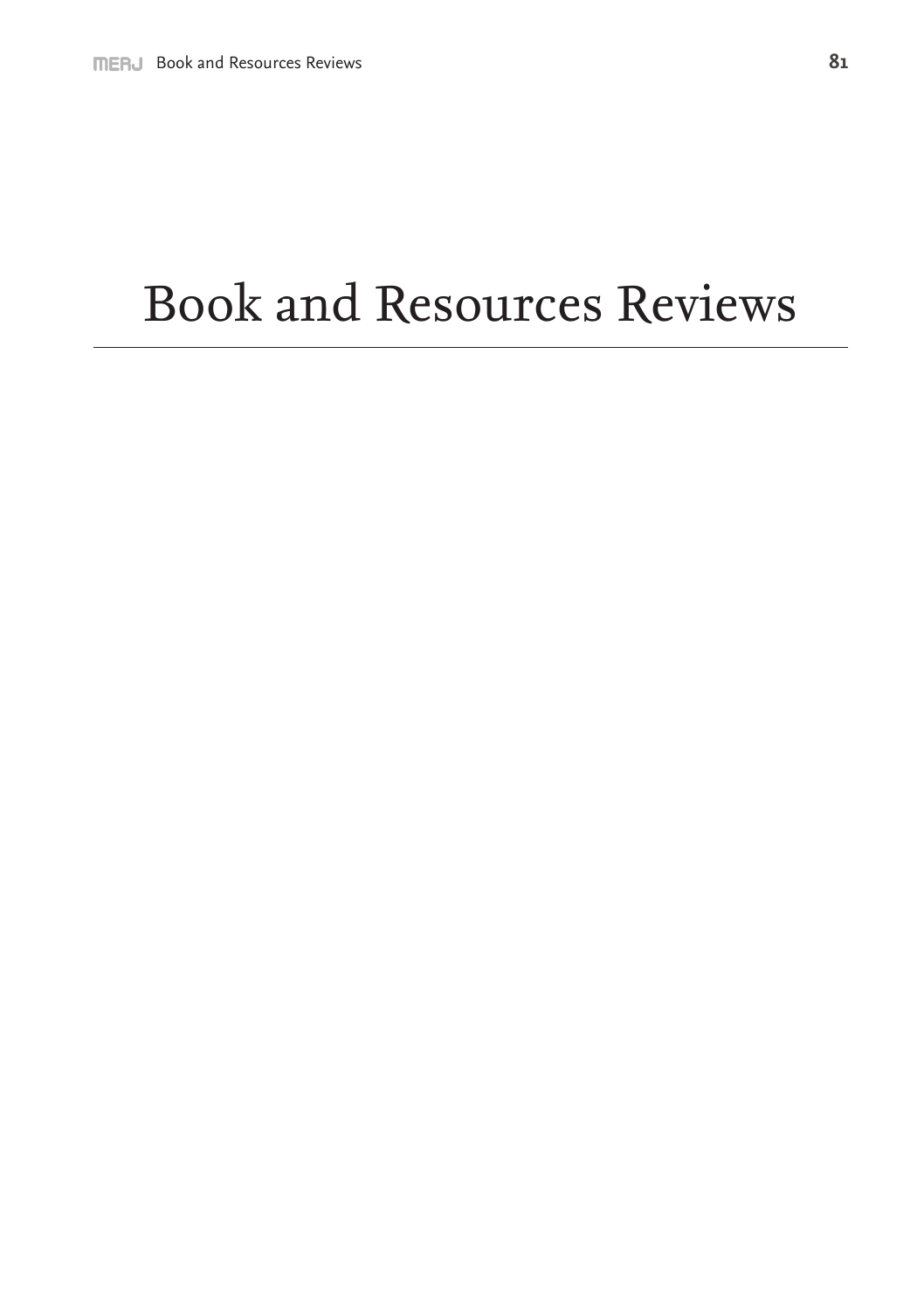# Book and Resources Reviews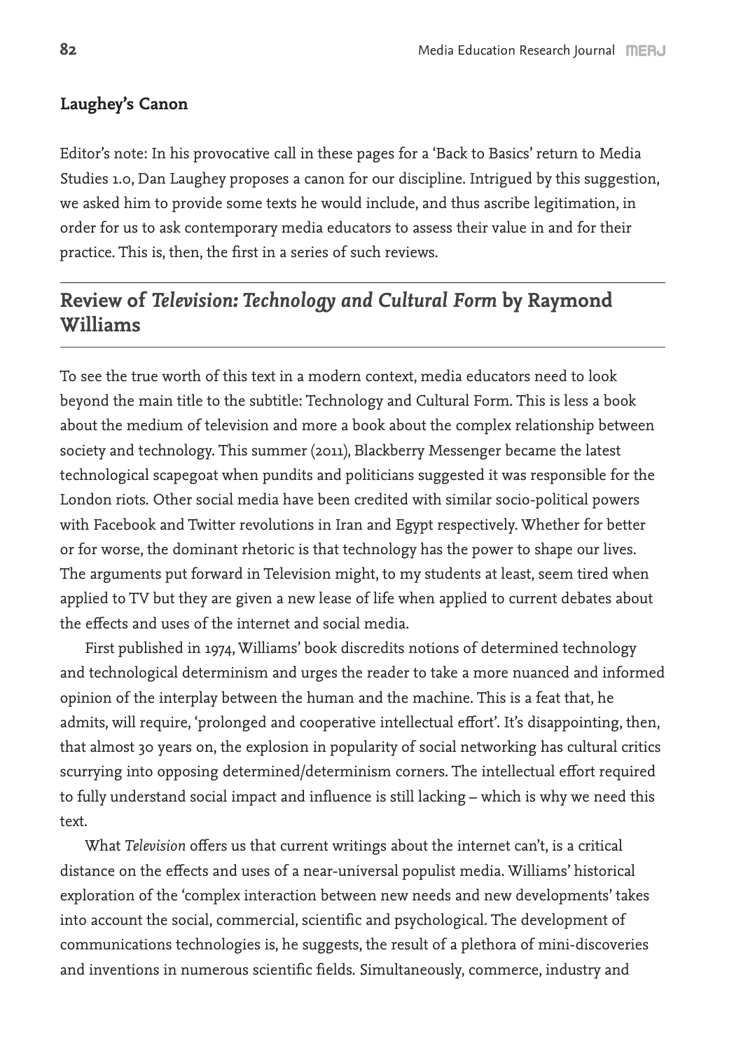## Laughey's Canon

Editor's note: In his provocative call in these pages for a 'Back to Basics' return to Media Studies 1.0, Dan Laughey proposes a canon for our discipline. Intrigued by this suggestion, we asked him to provide some texts he would include, and thus ascribe legitimation, in order for us to ask contemporary media educators to assess their value in and for their practice. This is, then, the first in a series of such reviews.

## Review of *Television: Technology and Cultural Form* by Raymond Williams

To see the true worth of this text in a modern context, media educators need to look beyond the main title to the subtitle: Technology and Cultural Form. This is less a book about the medium of television and more a book about the complex relationship between society and technology. This summer (2011), Blackberry Messenger became the latest technological scapegoat when pundits and politicians suggested it was responsible for the London riots. Other social media have been credited with similar socio-political powers with Facebook and Twitter revolutions in Iran and Egypt respectively. Whether for better or for worse, the dominant rhetoric is that technology has the power to shape our lives. The arguments put forward in Television might, to my students at least, seem tired when applied to TV but they are given a new lease of life when applied to current debates about the effects and uses of the internet and social media.

First published in 1974, Williams' book discredits notions of determined technology and technological determinism and urges the reader to take a more nuanced and informed opinion of the interplay between the human and the machine. This is a feat that, he admits, will require, 'prolonged and cooperative intellectual effort'. It's disappointing, then, that almost 30 years on, the explosion in popularity of social networking has cultural critics scurrying into opposing determined/determinism corners. The intellectual effort required to fully understand social impact and influence is still lacking – which is why we need this text.

What *Television* offers us that current writings about the internet can't, is a critical distance on the effects and uses of a near-universal populist media. Williams' historical exploration of the 'complex interaction between new needs and new developments' takes into account the social, commercial, scientific and psychological. The development of communications technologies is, he suggests, the result of a plethora of mini-discoveries and inventions in numerous scientific fields. Simultaneously, commerce, industry and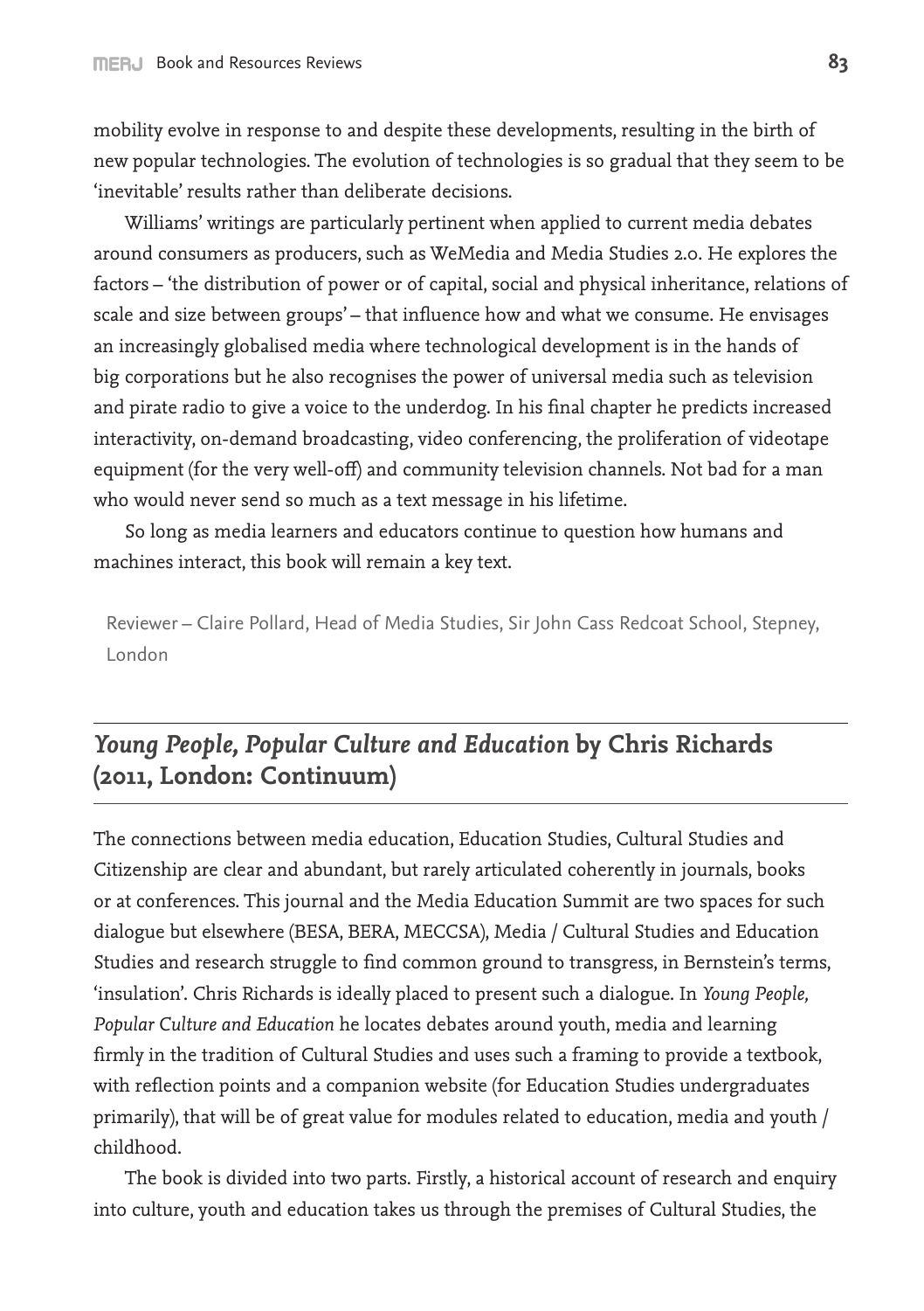mobility evolve in response to and despite these developments, resulting in the birth of new popular technologies. The evolution of technologies is so gradual that they seem to be 'inevitable' results rather than deliberate decisions.

Williams' writings are particularly pertinent when applied to current media debates around consumers as producers, such as WeMedia and Media Studies 2.0. He explores the factors – 'the distribution of power or of capital, social and physical inheritance, relations of scale and size between groups' – that influence how and what we consume. He envisages an increasingly globalised media where technological development is in the hands of big corporations but he also recognises the power of universal media such as television and pirate radio to give a voice to the underdog. In his final chapter he predicts increased interactivity, on-demand broadcasting, video conferencing, the proliferation of videotape equipment (for the very well-off) and community television channels. Not bad for a man who would never send so much as a text message in his lifetime.

So long as media learners and educators continue to question how humans and machines interact, this book will remain a key text.

Reviewer – Claire Pollard, Head of Media Studies, Sir John Cass Redcoat School, Stepney, London

## *Young People, Popular Culture and Education* by Chris Richards (2011, London: Continuum)

The connections between media education, Education Studies, Cultural Studies and Citizenship are clear and abundant, but rarely articulated coherently in journals, books or at conferences. This journal and the Media Education Summit are two spaces for such dialogue but elsewhere (BESA, BERA, MECCSA), Media / Cultural Studies and Education Studies and research struggle to find common ground to transgress, in Bernstein's terms, 'insulation'. Chris Richards is ideally placed to present such a dialogue. In *Young People, Popular Culture and Education* he locates debates around youth, media and learning firmly in the tradition of Cultural Studies and uses such a framing to provide a textbook, with reflection points and a companion website (for Education Studies undergraduates primarily), that will be of great value for modules related to education, media and youth / childhood.

The book is divided into two parts. Firstly, a historical account of research and enquiry into culture, youth and education takes us through the premises of Cultural Studies, the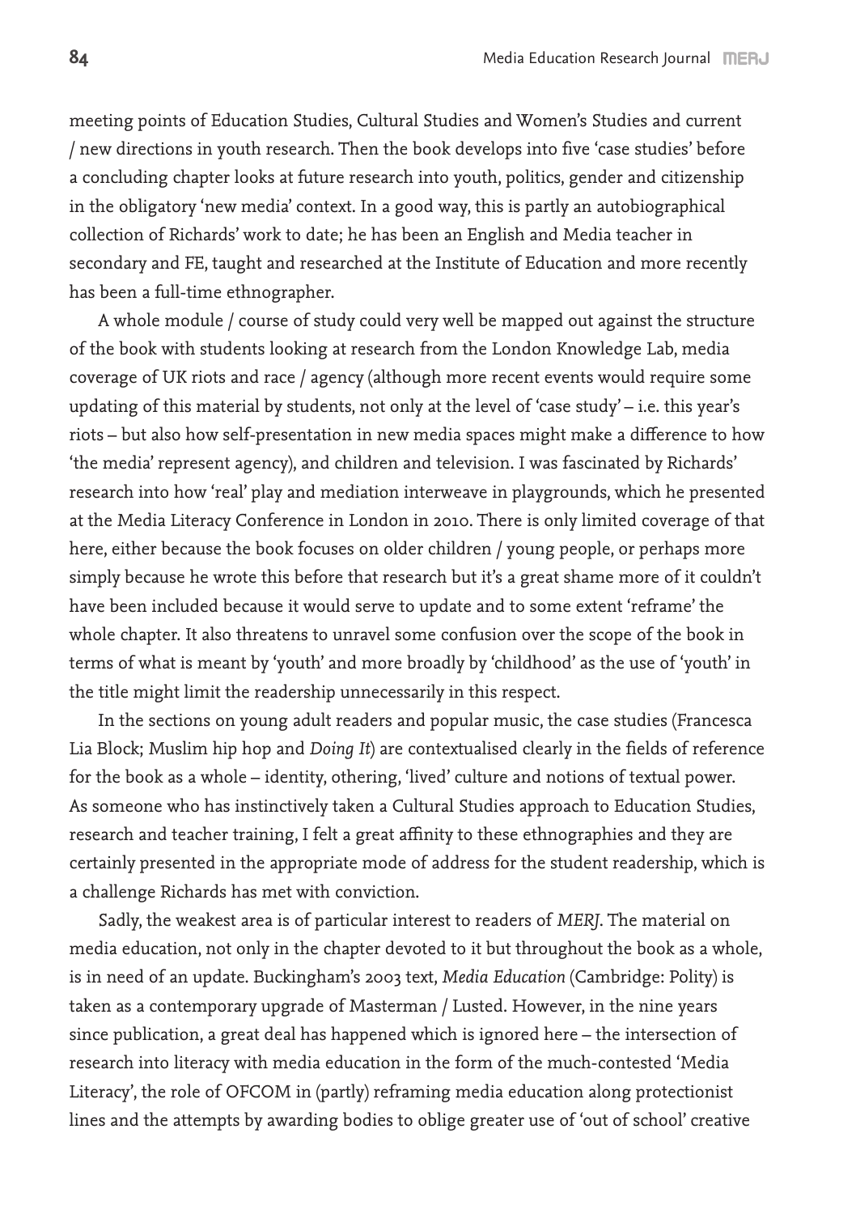meeting points of Education Studies, Cultural Studies and Women's Studies and current / new directions in youth research. Then the book develops into five 'case studies' before a concluding chapter looks at future research into youth, politics, gender and citizenship in the obligatory 'new media' context. In a good way, this is partly an autobiographical collection of Richards' work to date; he has been an English and Media teacher in secondary and FE, taught and researched at the Institute of Education and more recently has been a full-time ethnographer.

A whole module / course of study could very well be mapped out against the structure of the book with students looking at research from the London Knowledge Lab, media coverage of UK riots and race / agency (although more recent events would require some updating of this material by students, not only at the level of 'case study' – i.e. this year's riots – but also how self-presentation in new media spaces might make a difference to how 'the media' represent agency), and children and television. I was fascinated by Richards' research into how 'real' play and mediation interweave in playgrounds, which he presented at the Media Literacy Conference in London in 2010. There is only limited coverage of that here, either because the book focuses on older children / young people, or perhaps more simply because he wrote this before that research but it's a great shame more of it couldn't have been included because it would serve to update and to some extent 'reframe' the whole chapter. It also threatens to unravel some confusion over the scope of the book in terms of what is meant by 'youth' and more broadly by 'childhood' as the use of 'youth' in the title might limit the readership unnecessarily in this respect.

In the sections on young adult readers and popular music, the case studies (Francesca Lia Block; Muslim hip hop and *Doing It*) are contextualised clearly in the fields of reference for the book as a whole – identity, othering, 'lived' culture and notions of textual power. As someone who has instinctively taken a Cultural Studies approach to Education Studies, research and teacher training, I felt a great affinity to these ethnographies and they are certainly presented in the appropriate mode of address for the student readership, which is a challenge Richards has met with conviction.

Sadly, the weakest area is of particular interest to readers of *MERJ*. The material on media education, not only in the chapter devoted to it but throughout the book as a whole, is in need of an update. Buckingham's 2003 text, *Media Education* (Cambridge: Polity) is taken as a contemporary upgrade of Masterman / Lusted. However, in the nine years since publication, a great deal has happened which is ignored here – the intersection of research into literacy with media education in the form of the much-contested 'Media Literacy', the role of OFCOM in (partly) reframing media education along protectionist lines and the attempts by awarding bodies to oblige greater use of 'out of school' creative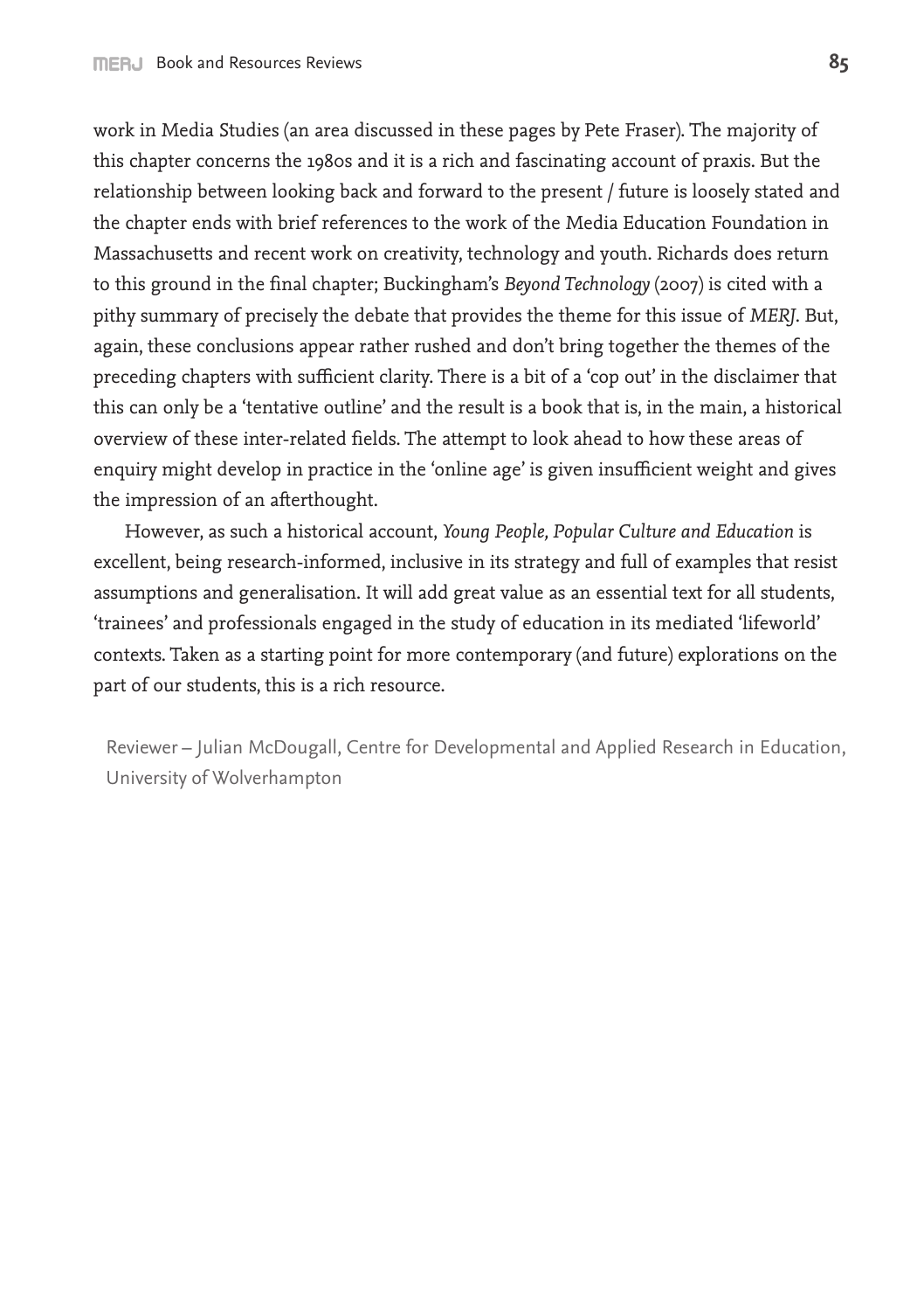work in Media Studies (an area discussed in these pages by Pete Fraser). The majority of this chapter concerns the 1980s and it is a rich and fascinating account of praxis. But the relationship between looking back and forward to the present / future is loosely stated and the chapter ends with brief references to the work of the Media Education Foundation in Massachusetts and recent work on creativity, technology and youth. Richards does return to this ground in the final chapter; Buckingham's *Beyond Technology* (2007) is cited with a pithy summary of precisely the debate that provides the theme for this issue of *MERJ*. But, again, these conclusions appear rather rushed and don't bring together the themes of the preceding chapters with sufficient clarity. There is a bit of a 'cop out' in the disclaimer that this can only be a 'tentative outline' and the result is a book that is, in the main, a historical overview of these inter-related fields. The attempt to look ahead to how these areas of enquiry might develop in practice in the 'online age' is given insufficient weight and gives the impression of an afterthought.

However, as such a historical account, *Young People, Popular Culture and Education* is excellent, being research-informed, inclusive in its strategy and full of examples that resist assumptions and generalisation. It will add great value as an essential text for all students, 'trainees' and professionals engaged in the study of education in its mediated 'lifeworld' contexts. Taken as a starting point for more contemporary (and future) explorations on the part of our students, this is a rich resource.

Reviewer – Julian McDougall, Centre for Developmental and Applied Research in Education, University of Wolverhampton